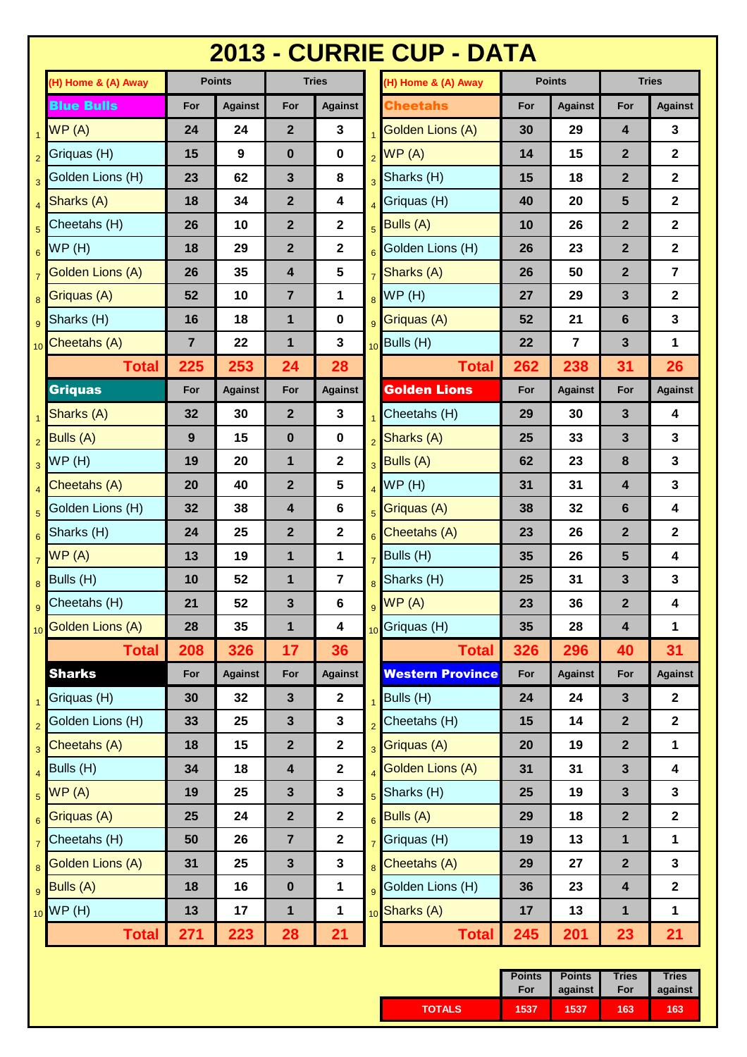# 2013 - CURRIE CUP - DATA

| | (H) Home & (A) Away | Points | | Tries | |
|---|---|---|---|---|---|
| | **Blue Bulls** | For | Against | For | Against |
| 1 | WP (A) | 24 | 24 | 2 | 3 |
| 2 | Griquas (H) | 15 | 9 | 0 | 0 |
| 3 | Golden Lions (H) | 23 | 62 | 3 | 8 |
| 4 | Sharks (A) | 18 | 34 | 2 | 4 |
| 5 | Cheetahs (H) | 26 | 10 | 2 | 2 |
| 6 | WP (H) | 18 | 29 | 2 | 2 |
| 7 | Golden Lions (A) | 26 | 35 | 4 | 5 |
| 8 | Griquas (A) | 52 | 10 | 7 | 1 |
| 9 | Sharks (H) | 16 | 18 | 1 | 0 |
| 10 | Cheetahs (A) | 7 | 22 | 1 | 3 |
| | **Total** | **225** | **253** | **24** | **28** |
| | **Griquas** | For | Against | For | Against |
| 1 | Sharks (A) | 32 | 30 | 2 | 3 |
| 2 | Bulls (A) | 9 | 15 | 0 | 0 |
| 3 | WP (H) | 19 | 20 | 1 | 2 |
| 4 | Cheetahs (A) | 20 | 40 | 2 | 5 |
| 5 | Golden Lions (H) | 32 | 38 | 4 | 6 |
| 6 | Sharks (H) | 24 | 25 | 2 | 2 |
| 7 | WP (A) | 13 | 19 | 1 | 1 |
| 8 | Bulls (H) | 10 | 52 | 1 | 7 |
| 9 | Cheetahs (H) | 21 | 52 | 3 | 6 |
| 10 | Golden Lions (A) | 28 | 35 | 1 | 4 |
| | **Total** | **208** | **326** | **17** | **36** |
| | **Sharks** | For | Against | For | Against |
| 1 | Griquas (H) | 30 | 32 | 3 | 2 |
| 2 | Golden Lions (H) | 33 | 25 | 3 | 3 |
| 3 | Cheetahs (A) | 18 | 15 | 2 | 2 |
| 4 | Bulls (H) | 34 | 18 | 4 | 2 |
| 5 | WP (A) | 19 | 25 | 3 | 3 |
| 6 | Griquas (A) | 25 | 24 | 2 | 2 |
| 7 | Cheetahs (H) | 50 | 26 | 7 | 2 |
| 8 | Golden Lions (A) | 31 | 25 | 3 | 3 |
| 9 | Bulls (A) | 18 | 16 | 0 | 1 |
| 10 | WP (H) | 13 | 17 | 1 | 1 |
| | **Total** | **271** | **223** | **28** | **21** |

| | (H) Home & (A) Away | Points | | Tries | |
|---|---|---|---|---|---|
| | **Cheetahs** | For | Against | For | Against |
| 1 | Golden Lions (A) | 30 | 29 | 4 | 3 |
| 2 | WP (A) | 14 | 15 | 2 | 2 |
| 3 | Sharks (H) | 15 | 18 | 2 | 2 |
| 4 | Griquas (H) | 40 | 20 | 5 | 2 |
| 5 | Bulls (A) | 10 | 26 | 2 | 2 |
| 6 | Golden Lions (H) | 26 | 23 | 2 | 2 |
| 7 | Sharks (A) | 26 | 50 | 2 | 7 |
| 8 | WP (H) | 27 | 29 | 3 | 2 |
| 9 | Griquas (A) | 52 | 21 | 6 | 3 |
| 10 | Bulls (H) | 22 | 7 | 3 | 1 |
| | **Total** | **262** | **238** | **31** | **26** |
| | **Golden Lions** | For | Against | For | Against |
| 1 | Cheetahs (H) | 29 | 30 | 3 | 4 |
| 2 | Sharks (A) | 25 | 33 | 3 | 3 |
| 3 | Bulls (A) | 62 | 23 | 8 | 3 |
| 4 | WP (H) | 31 | 31 | 4 | 3 |
| 5 | Griquas (A) | 38 | 32 | 6 | 4 |
| 6 | Cheetahs (A) | 23 | 26 | 2 | 2 |
| 7 | Bulls (H) | 35 | 26 | 5 | 4 |
| 8 | Sharks (H) | 25 | 31 | 3 | 3 |
| 9 | WP (A) | 23 | 36 | 2 | 4 |
| 10 | Griquas (H) | 35 | 28 | 4 | 1 |
| | **Total** | **326** | **296** | **40** | **31** |
| | **Western Province** | For | Against | For | Against |
| 1 | Bulls (H) | 24 | 24 | 3 | 2 |
| 2 | Cheetahs (H) | 15 | 14 | 2 | 2 |
| 3 | Griquas (A) | 20 | 19 | 2 | 1 |
| 4 | Golden Lions (A) | 31 | 31 | 3 | 4 |
| 5 | Sharks (H) | 25 | 19 | 3 | 3 |
| 6 | Bulls (A) | 29 | 18 | 2 | 2 |
| 7 | Griquas (H) | 19 | 13 | 1 | 1 |
| 8 | Cheetahs (A) | 29 | 27 | 2 | 3 |
| 9 | Golden Lions (H) | 36 | 23 | 4 | 2 |
| 10 | Sharks (A) | 17 | 13 | 1 | 1 |
| | **Total** | **245** | **201** | **23** | **21** |

| | Points For | Points against | Tries For | Tries against |
|---|---|---|---|---|
| **TOTALS** | 1537 | 1537 | 163 | 163 |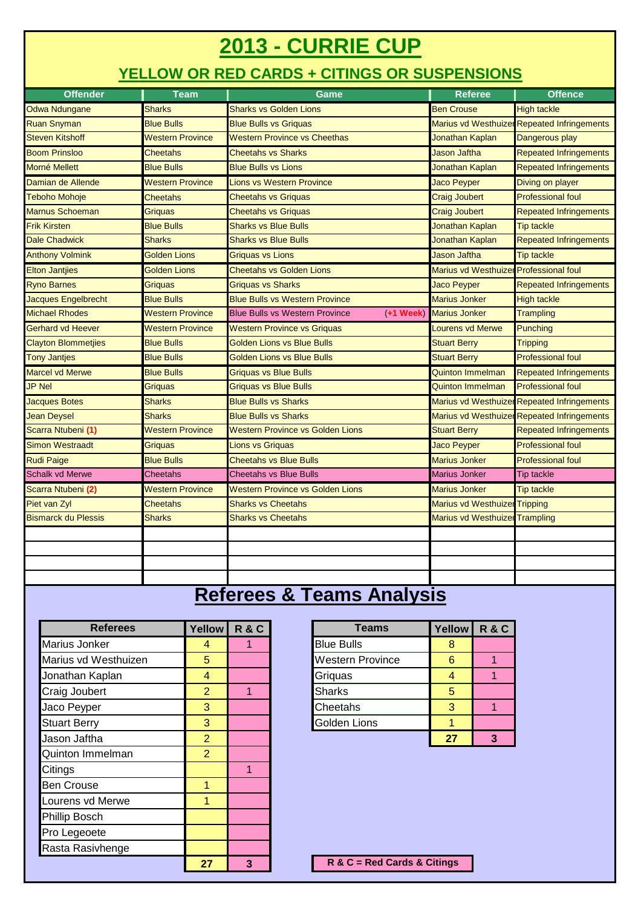# 2013 - CURRIE CUP

## YELLOW OR RED CARDS + CITINGS OR SUSPENSIONS

| Offender | Team | Game | Referee | Offence |
|---|---|---|---|---|
| Odwa Ndungane | Sharks | Sharks vs Golden Lions | Ben Crouse | High tackle |
| Ruan Snyman | Blue Bulls | Blue Bulls vs Griquas | Marius vd Westhuizen | Repeated Infringements |
| Steven Kitshoff | Western Province | Western Province vs Cheethas | Jonathan Kaplan | Dangerous play |
| Boom Prinsloo | Cheetahs | Cheetahs vs Sharks | Jason Jaftha | Repeated Infringements |
| Morné Mellett | Blue Bulls | Blue Bulls vs Lions | Jonathan Kaplan | Repeated Infringements |
| Damian de Allende | Western Province | Lions vs Western Province | Jaco Peyper | Diving on player |
| Teboho Mohoje | Cheetahs | Cheetahs vs Griquas | Craig Joubert | Professional foul |
| Marnus Schoeman | Griquas | Cheetahs vs Griquas | Craig Joubert | Repeated Infringements |
| Frik Kirsten | Blue Bulls | Sharks vs Blue Bulls | Jonathan Kaplan | Tip tackle |
| Dale Chadwick | Sharks | Sharks vs Blue Bulls | Jonathan Kaplan | Repeated Infringements |
| Anthony Volmink | Golden Lions | Griquas vs Lions | Jason Jaftha | Tip tackle |
| Elton Jantjies | Golden Lions | Cheetahs vs Golden Lions | Marius vd Westhuizen | Professional foul |
| Ryno Barnes | Griquas | Griquas vs Sharks | Jaco Peyper | Repeated Infringements |
| Jacques Engelbrecht | Blue Bulls | Blue Bulls vs Western Province | Marius Jonker | High tackle |
| Michael Rhodes | Western Province | Blue Bulls vs Western Province (+1 Week) | Marius Jonker | Trampling |
| Gerhard vd Heever | Western Province | Western Province vs Griquas | Lourens vd Merwe | Punching |
| Clayton Blommetjies | Blue Bulls | Golden Lions vs Blue Bulls | Stuart Berry | Tripping |
| Tony Jantjes | Blue Bulls | Golden Lions vs Blue Bulls | Stuart Berry | Professional foul |
| Marcel vd Merwe | Blue Bulls | Griquas vs Blue Bulls | Quinton Immelman | Repeated Infringements |
| JP Nel | Griquas | Griquas vs Blue Bulls | Quinton Immelman | Professional foul |
| Jacques Botes | Sharks | Blue Bulls vs Sharks | Marius vd Westhuizen | Repeated Infringements |
| Jean Deysel | Sharks | Blue Bulls vs Sharks | Marius vd Westhuizen | Repeated Infringements |
| Scarra Ntubeni **(1)** | Western Province | Western Province vs Golden Lions | Stuart Berry | Repeated Infringements |
| Simon Westraadt | Griquas | Lions vs Griquas | Jaco Peyper | Professional foul |
| Rudi Paige | Blue Bulls | Cheetahs vs Blue Bulls | Marius Jonker | Professional foul |
| Schalk vd Merwe | Cheetahs | Cheetahs vs Blue Bulls | Marius Jonker | Tip tackle |
| Scarra Ntubeni **(2)** | Western Province | Western Province vs Golden Lions | Marius Jonker | Tip tackle |
| Piet van Zyl | Cheetahs | Sharks vs Cheetahs | Marius vd Westhuizen | Tripping |
| Bismarck du Plessis | Sharks | Sharks vs Cheetahs | Marius vd Westhuizen | Trampling |

# Referees & Teams Analysis

| Referees | Yellow | R & C |
|---|---|---|
| Marius Jonker | 4 | 1 |
| Marius vd Westhuizen | 5 | |
| Jonathan Kaplan | 4 | |
| Craig Joubert | 2 | 1 |
| Jaco Peyper | 3 | |
| Stuart Berry | 3 | |
| Jason Jaftha | 2 | |
| Quinton Immelman | 2 | |
| Citings | | 1 |
| Ben Crouse | 1 | |
| Lourens vd Merwe | 1 | |
| Phillip Bosch | | |
| Pro Legeoete | | |
| Rasta Rasivhenge | | |
| | **27** | **3** |

| Teams | Yellow | R & C |
|---|---|---|
| Blue Bulls | 8 | |
| Western Province | 6 | 1 |
| Griquas | 4 | 1 |
| Sharks | 5 | |
| Cheetahs | 3 | 1 |
| Golden Lions | 1 | |
| | **27** | **3** |

**R & C = Red Cards & Citings**